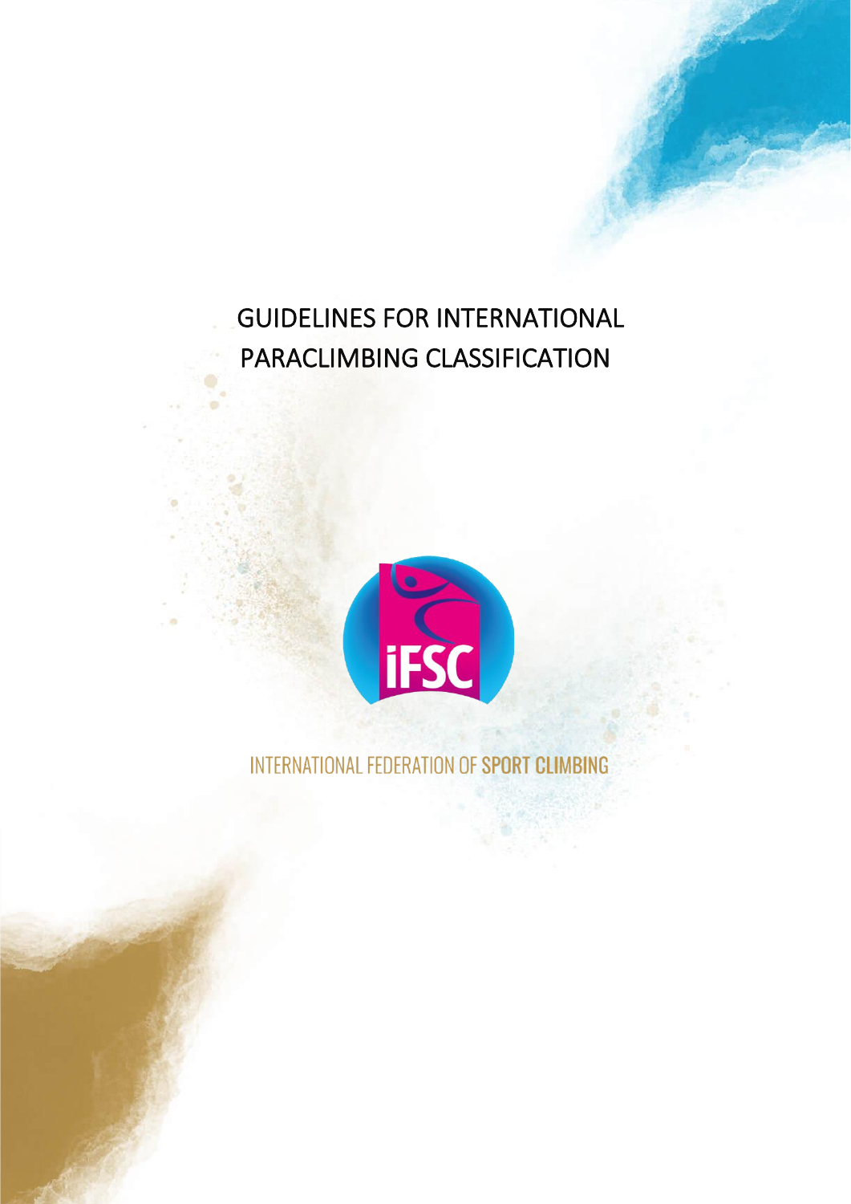# GUIDELINES FOR INTERNATIONAL PARACLIMBING CLASSIFICATION

iFSC

INTERNATIONAL FEDERATION OF SPORT CLIMBING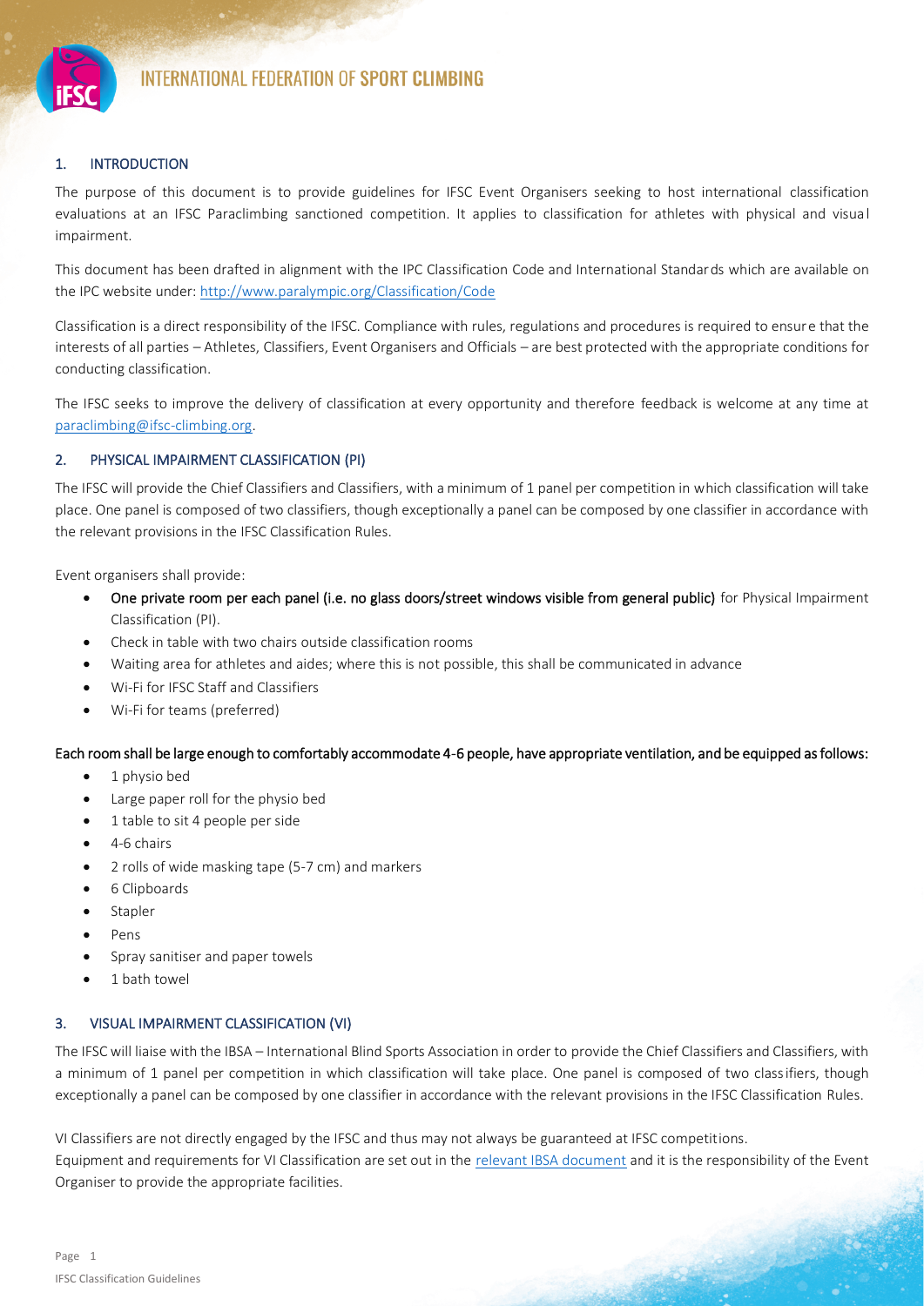## 1. INTRODUCTION

The purpose of this document is to provide guidelines for IFSC Event Organisers seeking to host international classification evaluations at an IFSC Paraclimbing sanctioned competition. It applies to classification for athletes with physical and visual impairment.

This document has been drafted in alignment with the IPC Classification Code and International Standards which are available on the IPC website under: http://www.paralympic.org/Classification/Code

Classification is a direct responsibility of the IFSC. Compliance with rules, regulations and procedures is required to ensure that the interests of all parties – Athletes, Classifiers, Event Organisers and Officials – are best protected with the appropriate conditions for conducting classification.

The IFSC seeks to improve the delivery of classification at every opportunity and therefore feedback is welcome at any time at paraclimbing@ifsc-climbing.org.

## 2. PHYSICAL IMPAIRMENT CLASSIFICATION (PI)

The IFSC will provide the Chief Classifiers and Classifiers, with a minimum of 1 panel per competition in which classification will take place. One panel is composed of two classifiers, though exceptionally a panel can be composed by one classifier in accordance with the relevant provisions in the IFSC Classification Rules.

Event organisers shall provide:

- **One private room per each panel (i.e. no glass doors/street windows visible from general public)** for Physical Impairment Classification (PI).
- Check in table with two chairs outside classification rooms
- Waiting area for athletes and aides; where this is not possible, this shall be communicated in advance
- Wi-Fi for IFSC Staff and Classifiers
- Wi-Fi for teams (preferred)

**Each room shall be large enough to comfortably accommodate 4-6 people, have appropriate ventilation, and be equipped as follows:**

- 1 physio bed
- Large paper roll for the physio bed
- 1 table to sit 4 people per side
- 4-6 chairs
- 2 rolls of wide masking tape (5-7 cm) and markers
- 6 Clipboards
- Stapler
- Pens
- Spray sanitiser and paper towels
- 1 bath towel

## 3. VISUAL IMPAIRMENT CLASSIFICATION (VI)

The IFSC will liaise with the IBSA – International Blind Sports Association in order to provide the Chief Classifiers and Classifiers, with a minimum of 1 panel per competition in which classification will take place. One panel is composed of two classifiers, though exceptionally a panel can be composed by one classifier in accordance with the relevant provisions in the IFSC Classification Rules.

VI Classifiers are not directly engaged by the IFSC and thus may not always be guaranteed at IFSC competitions.

Equipment and requirements for VI Classification are set out in the relevant IBSA document and it is the responsibility of the Event Organiser to provide the appropriate facilities.